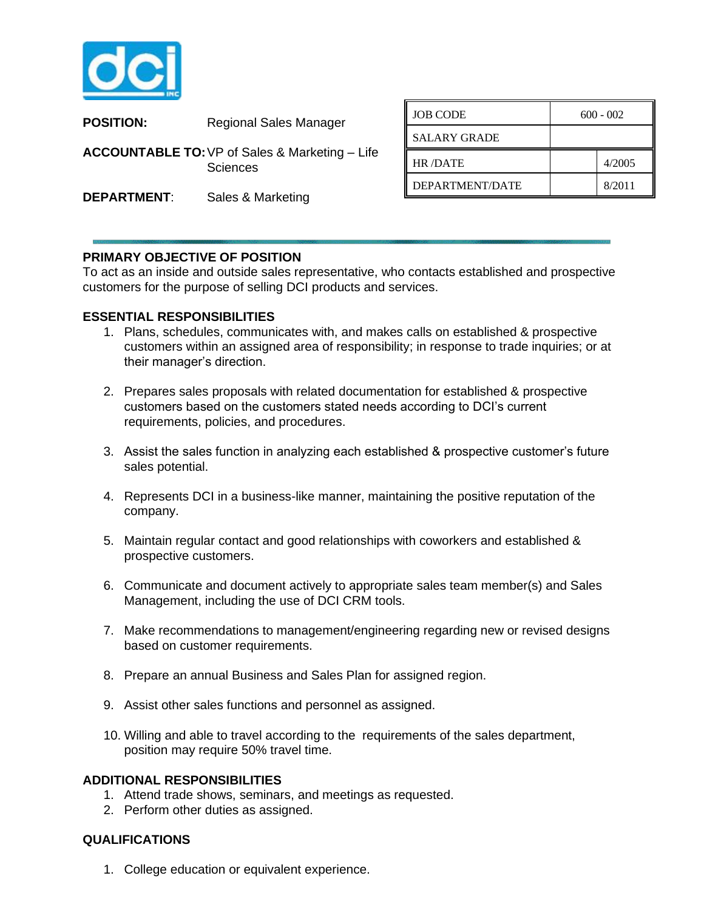**POSITION:** Regional Sales Manager

**ACCOUNTABLE TO:** VP of Sales & Marketing – Life Sciences

**DEPARTMENT**: Sales & Marketing

| JOB CODE | 600 - 002 | |
|---|---|---|
| SALARY GRADE | | |
| HR /DATE | | 4/2005 |
| DEPARTMENT/DATE | | 8/2011 |

---

## PRIMARY OBJECTIVE OF POSITION

To act as an inside and outside sales representative, who contacts established and prospective customers for the purpose of selling DCI products and services.

## ESSENTIAL RESPONSIBILITIES

1. Plans, schedules, communicates with, and makes calls on established & prospective customers within an assigned area of responsibility; in response to trade inquiries; or at their manager's direction.

2. Prepares sales proposals with related documentation for established & prospective customers based on the customers stated needs according to DCI's current requirements, policies, and procedures.

3. Assist the sales function in analyzing each established & prospective customer's future sales potential.

4. Represents DCI in a business-like manner, maintaining the positive reputation of the company.

5. Maintain regular contact and good relationships with coworkers and established & prospective customers.

6. Communicate and document actively to appropriate sales team member(s) and Sales Management, including the use of DCI CRM tools.

7. Make recommendations to management/engineering regarding new or revised designs based on customer requirements.

8. Prepare an annual Business and Sales Plan for assigned region.

9. Assist other sales functions and personnel as assigned.

10. Willing and able to travel according to the requirements of the sales department, position may require 50% travel time.

## ADDITIONAL RESPONSIBILITIES

1. Attend trade shows, seminars, and meetings as requested.
2. Perform other duties as assigned.

## QUALIFICATIONS

1. College education or equivalent experience.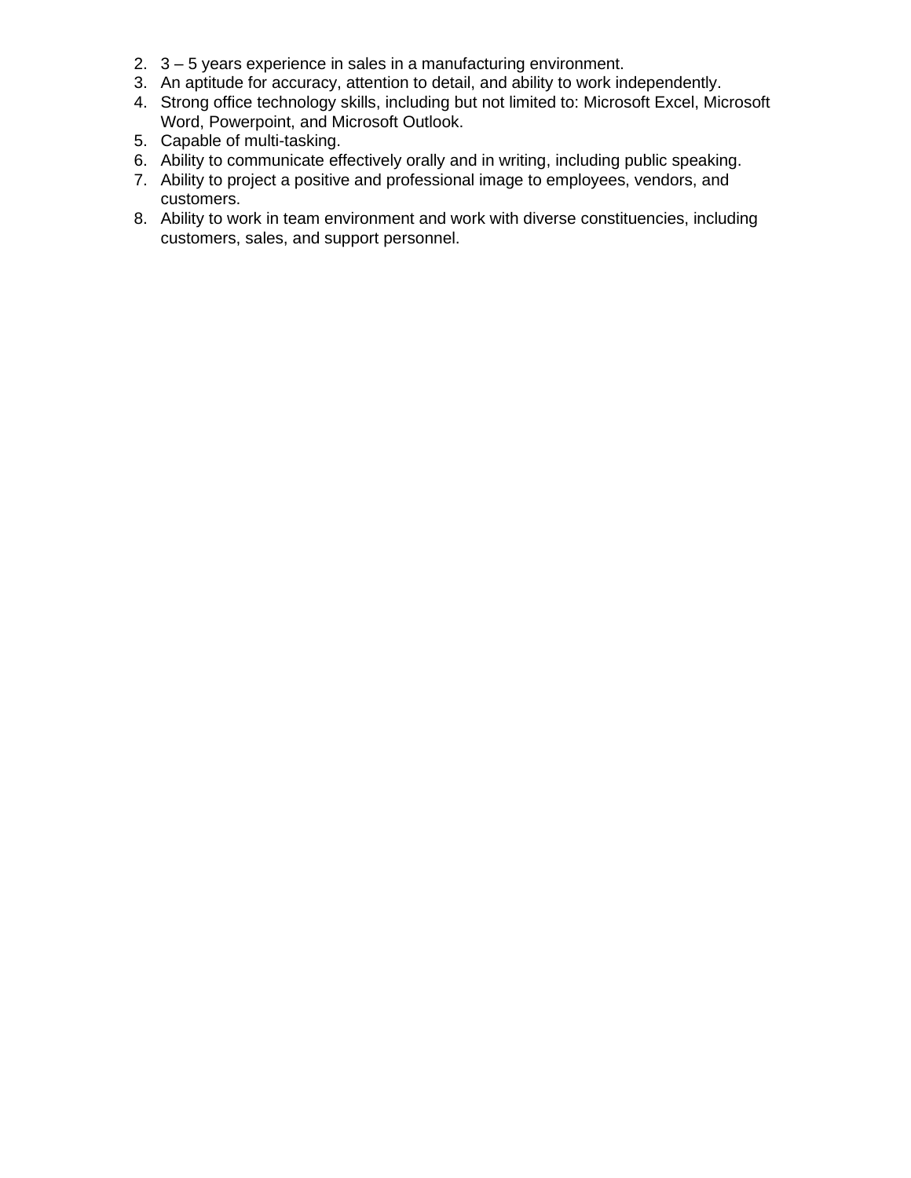2. 3 – 5 years experience in sales in a manufacturing environment.
3. An aptitude for accuracy, attention to detail, and ability to work independently.
4. Strong office technology skills, including but not limited to: Microsoft Excel, Microsoft Word, Powerpoint, and Microsoft Outlook.
5. Capable of multi-tasking.
6. Ability to communicate effectively orally and in writing, including public speaking.
7. Ability to project a positive and professional image to employees, vendors, and customers.
8. Ability to work in team environment and work with diverse constituencies, including customers, sales, and support personnel.